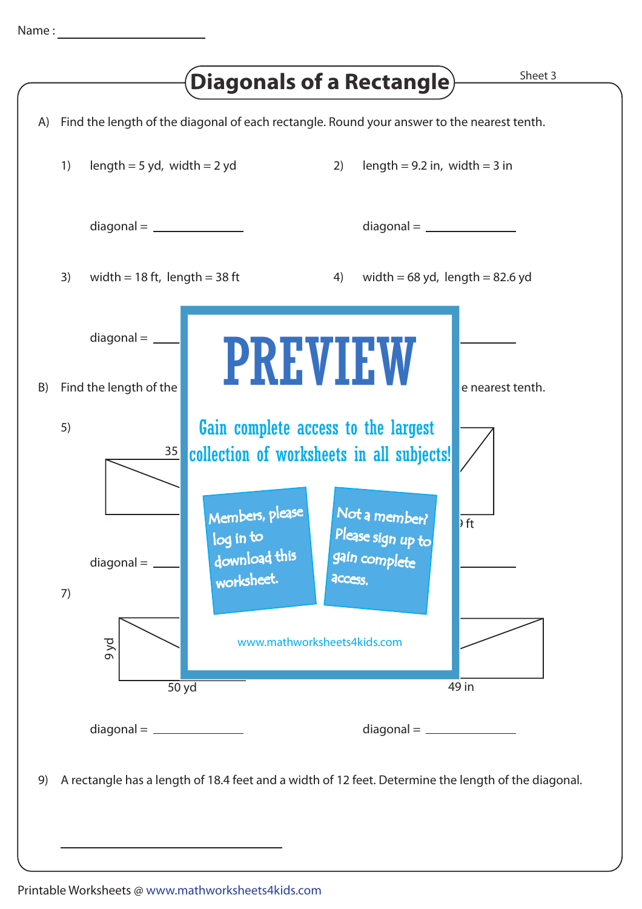Name : ____________________

# Diagonals of a Rectangle

Sheet 3

A) Find the length of the diagonal of each rectangle. Round your answer to the nearest tenth.

1) length = 5 yd, width = 2 yd

diagonal = ____________

2) length = 9.2 in, width = 3 in

diagonal = ____________

3) width = 18 ft, length = 38 ft

diagonal = ____________

4) width = 68 yd, length = 82.6 yd

diagonal = ____________

PREVIEW

Gain complete access to the largest collection of worksheets in all subjects!

Members, please log in to download this worksheet.

Not a member? Please sign up to gain complete access.

www.mathworksheets4kids.com

B) Find the length of the ... e nearest tenth.

5)

35

diagonal = ____________

9 ft

diagonal = ____________

7)

9 yd

50 yd

diagonal = ____________

49 in

diagonal = ____________

9) A rectangle has a length of 18.4 feet and a width of 12 feet. Determine the length of the diagonal.

______________________________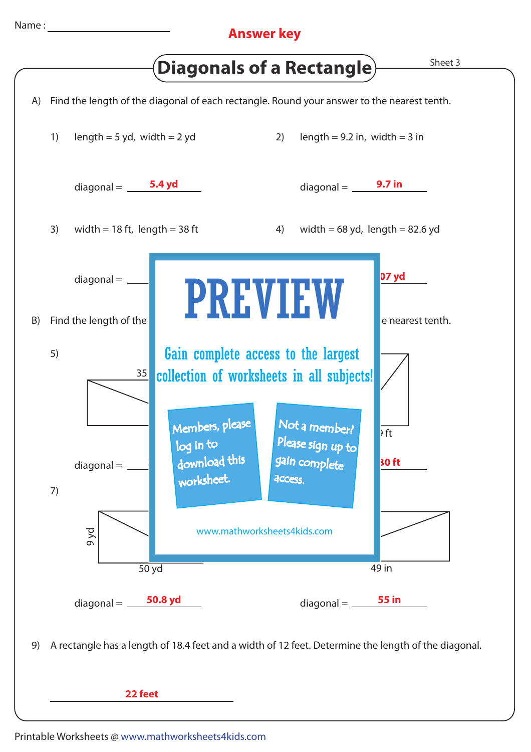Name : ____________________

**Answer key**

# Diagonals of a Rectangle

Sheet 3

A) Find the length of the diagonal of each rectangle. Round your answer to the nearest tenth.

1) length = 5 yd, width = 2 yd

diagonal = **5.4 yd**

2) length = 9.2 in, width = 3 in

diagonal = **9.7 in**

3) width = 18 ft, length = 38 ft

diagonal = ____

4) width = 68 yd, length = 82.6 yd

diagonal = **07 yd**

B) Find the length of the ... e nearest tenth.

5)

35

diagonal = ____

6)

9 ft

diagonal = **30 ft**

7)

9 yd

50 yd

diagonal = **50.8 yd**

8)

49 in

diagonal = **55 in**

PREVIEW

Gain complete access to the largest collection of worksheets in all subjects!

Members, please log in to download this worksheet.

Not a member? Please sign up to gain complete access.

www.mathworksheets4kids.com

9) A rectangle has a length of 18.4 feet and a width of 12 feet. Determine the length of the diagonal.

**22 feet**

Printable Worksheets @ www.mathworksheets4kids.com